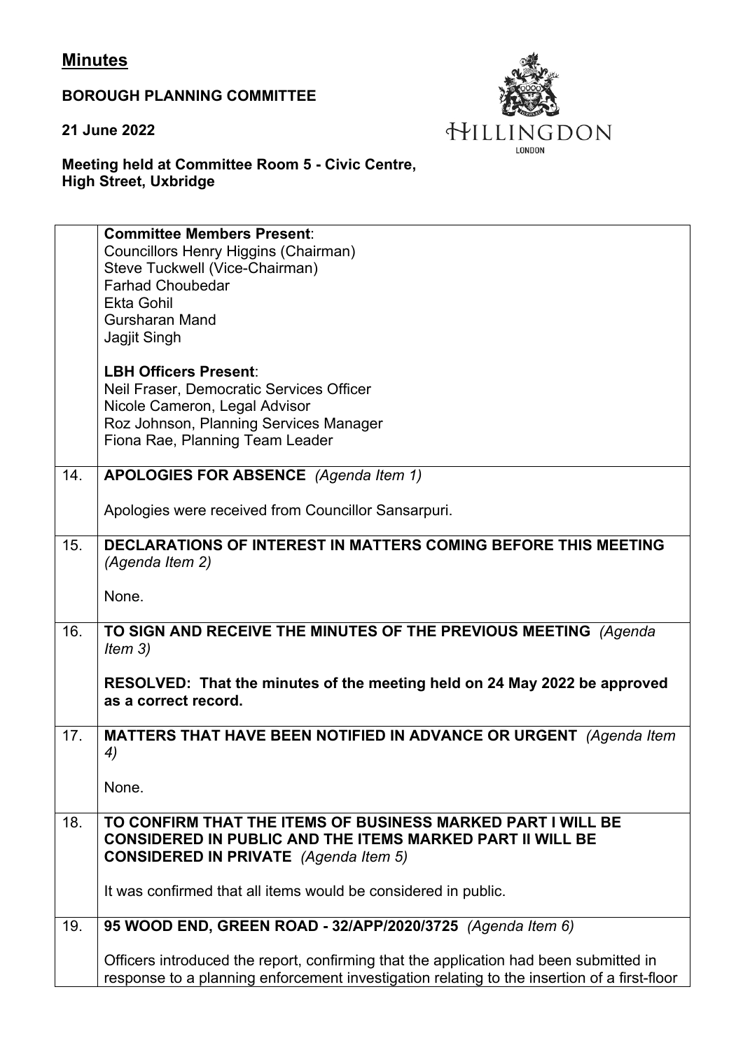# Minutes

**BOROUGH PLANNING COMMITTEE**

**21 June 2022**

HILLINGDON
LONDON

**Meeting held at Committee Room 5 - Civic Centre, High Street, Uxbridge**

| | |
|---|---|
| | **Committee Members Present**:<br>Councillors Henry Higgins (Chairman)<br>Steve Tuckwell (Vice-Chairman)<br>Farhad Choubedar<br>Ekta Gohil<br>Gursharan Mand<br>Jagjit Singh<br><br>**LBH Officers Present**:<br>Neil Fraser, Democratic Services Officer<br>Nicole Cameron, Legal Advisor<br>Roz Johnson, Planning Services Manager<br>Fiona Rae, Planning Team Leader |
| 14. | **APOLOGIES FOR ABSENCE** *(Agenda Item 1)*<br><br>Apologies were received from Councillor Sansarpuri. |
| 15. | **DECLARATIONS OF INTEREST IN MATTERS COMING BEFORE THIS MEETING** *(Agenda Item 2)*<br><br>None. |
| 16. | **TO SIGN AND RECEIVE THE MINUTES OF THE PREVIOUS MEETING** *(Agenda Item 3)*<br><br>**RESOLVED: That the minutes of the meeting held on 24 May 2022 be approved as a correct record.** |
| 17. | **MATTERS THAT HAVE BEEN NOTIFIED IN ADVANCE OR URGENT** *(Agenda Item 4)*<br><br>None. |
| 18. | **TO CONFIRM THAT THE ITEMS OF BUSINESS MARKED PART I WILL BE CONSIDERED IN PUBLIC AND THE ITEMS MARKED PART II WILL BE CONSIDERED IN PRIVATE** *(Agenda Item 5)*<br><br>It was confirmed that all items would be considered in public. |
| 19. | **95 WOOD END, GREEN ROAD - 32/APP/2020/3725** *(Agenda Item 6)*<br><br>Officers introduced the report, confirming that the application had been submitted in response to a planning enforcement investigation relating to the insertion of a first-floor |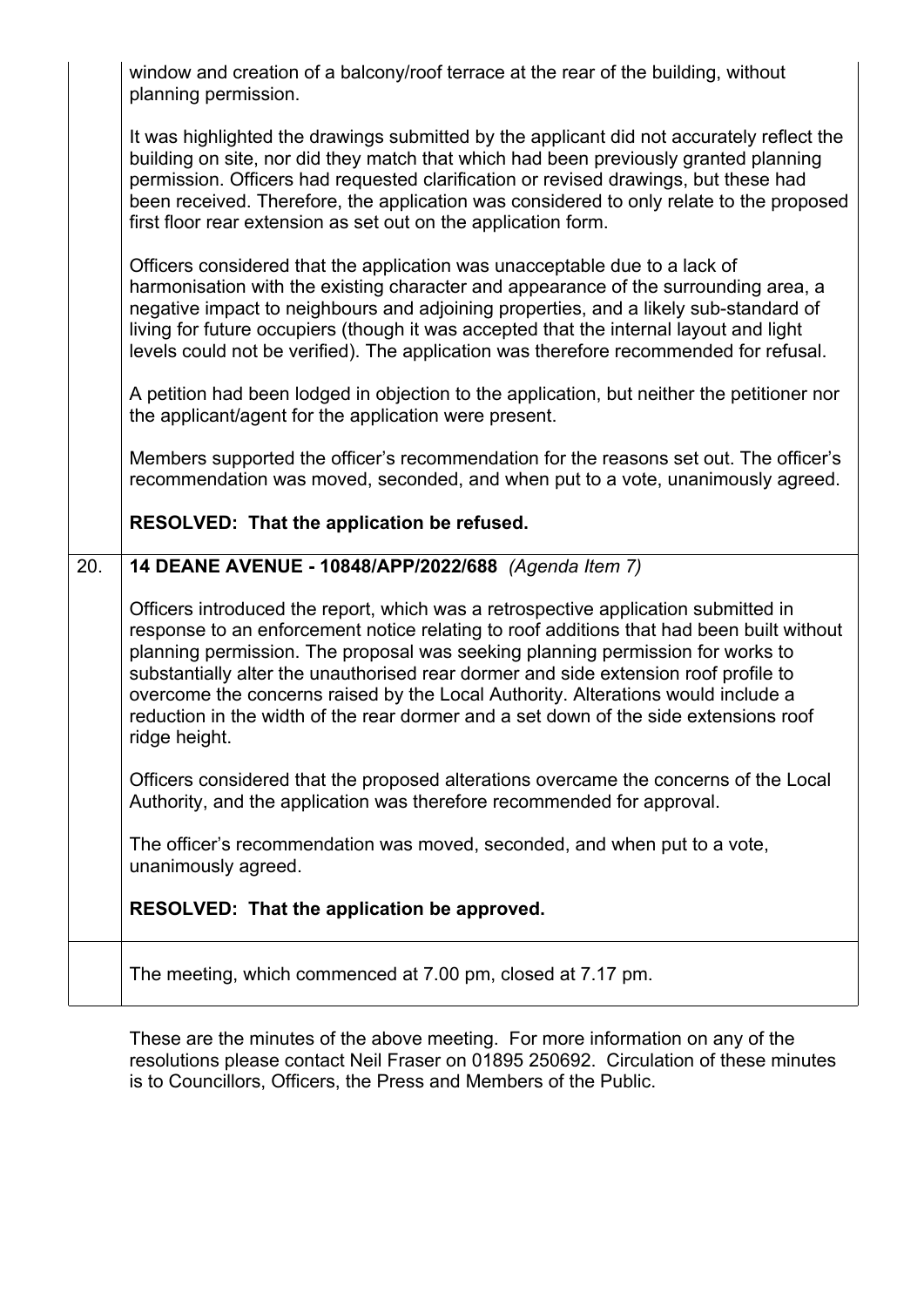window and creation of a balcony/roof terrace at the rear of the building, without planning permission.

It was highlighted the drawings submitted by the applicant did not accurately reflect the building on site, nor did they match that which had been previously granted planning permission. Officers had requested clarification or revised drawings, but these had been received. Therefore, the application was considered to only relate to the proposed first floor rear extension as set out on the application form.

Officers considered that the application was unacceptable due to a lack of harmonisation with the existing character and appearance of the surrounding area, a negative impact to neighbours and adjoining properties, and a likely sub-standard of living for future occupiers (though it was accepted that the internal layout and light levels could not be verified). The application was therefore recommended for refusal.

A petition had been lodged in objection to the application, but neither the petitioner nor the applicant/agent for the application were present.

Members supported the officer's recommendation for the reasons set out. The officer's recommendation was moved, seconded, and when put to a vote, unanimously agreed.

**RESOLVED: That the application be refused.**

20. **14 DEANE AVENUE - 10848/APP/2022/688** *(Agenda Item 7)*

Officers introduced the report, which was a retrospective application submitted in response to an enforcement notice relating to roof additions that had been built without planning permission. The proposal was seeking planning permission for works to substantially alter the unauthorised rear dormer and side extension roof profile to overcome the concerns raised by the Local Authority. Alterations would include a reduction in the width of the rear dormer and a set down of the side extensions roof ridge height.

Officers considered that the proposed alterations overcame the concerns of the Local Authority, and the application was therefore recommended for approval.

The officer's recommendation was moved, seconded, and when put to a vote, unanimously agreed.

**RESOLVED: That the application be approved.**

The meeting, which commenced at 7.00 pm, closed at 7.17 pm.

These are the minutes of the above meeting. For more information on any of the resolutions please contact Neil Fraser on 01895 250692. Circulation of these minutes is to Councillors, Officers, the Press and Members of the Public.